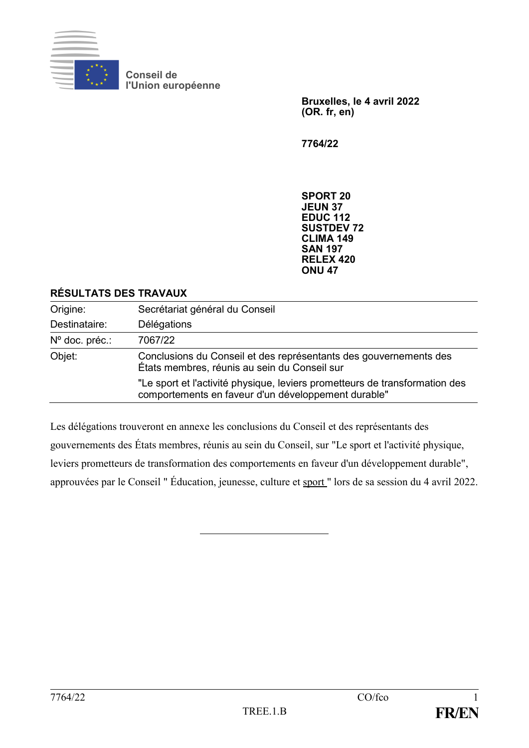Conseil de l'Union européenne

**Bruxelles, le 4 avril 2022**
**(OR. fr, en)**

**7764/22**

**SPORT 20**
**JEUN 37**
**EDUC 112**
**SUSTDEV 72**
**CLIMA 149**
**SAN 197**
**RELEX 420**
**ONU 47**

## RÉSULTATS DES TRAVAUX

| | |
|---|---|
| Origine: | Secrétariat général du Conseil |
| Destinataire: | Délégations |
| Nº doc. préc.: | 7067/22 |
| Objet: | Conclusions du Conseil et des représentants des gouvernements des États membres, réunis au sein du Conseil sur "Le sport et l'activité physique, leviers prometteurs de transformation des comportements en faveur d'un développement durable" |

Les délégations trouveront en annexe les conclusions du Conseil et des représentants des gouvernements des États membres, réunis au sein du Conseil, sur "Le sport et l'activité physique, leviers prometteurs de transformation des comportements en faveur d'un développement durable", approuvées par le Conseil " Éducation, jeunesse, culture et sport " lors de sa session du 4 avril 2022.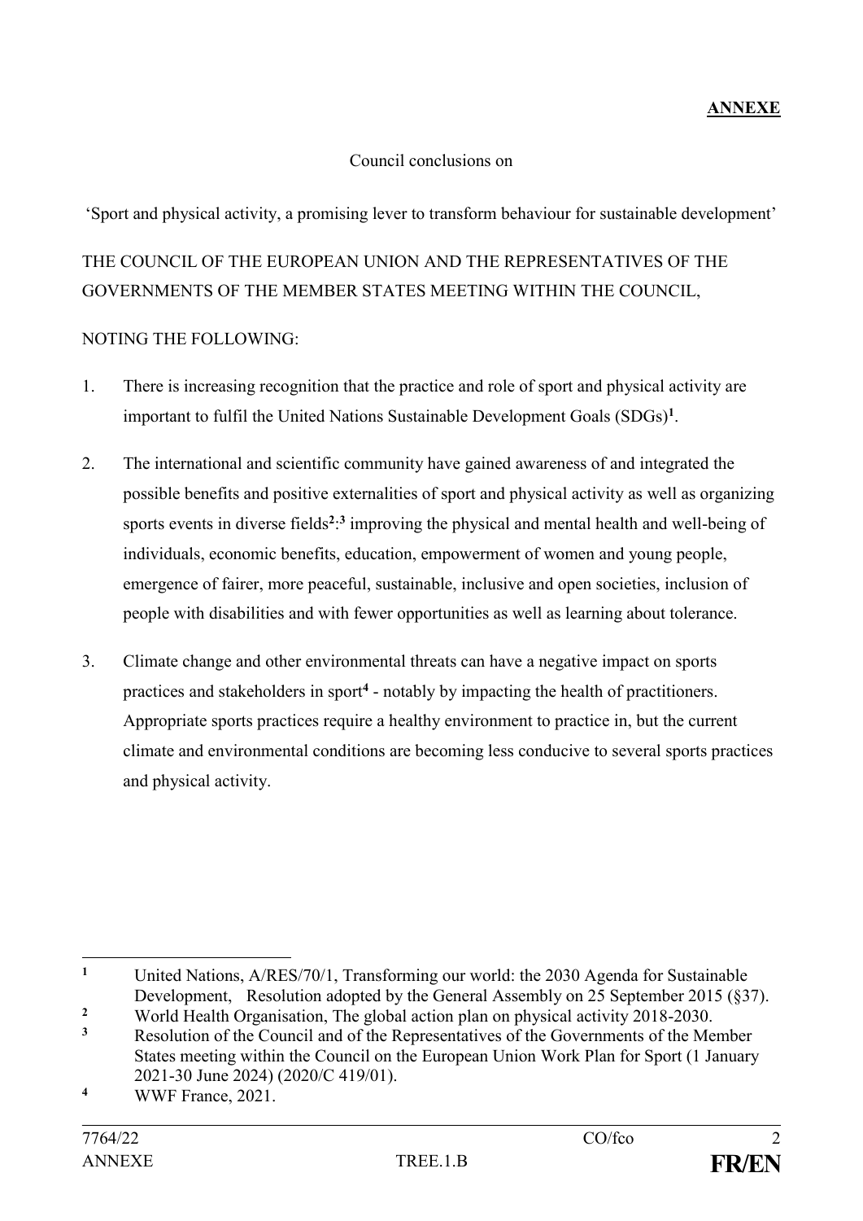**ANNEXE**

Council conclusions on

'Sport and physical activity, a promising lever to transform behaviour for sustainable development'

THE COUNCIL OF THE EUROPEAN UNION AND THE REPRESENTATIVES OF THE GOVERNMENTS OF THE MEMBER STATES MEETING WITHIN THE COUNCIL,

NOTING THE FOLLOWING:

1. There is increasing recognition that the practice and role of sport and physical activity are important to fulfil the United Nations Sustainable Development Goals (SDGs)[1].

2. The international and scientific community have gained awareness of and integrated the possible benefits and positive externalities of sport and physical activity as well as organizing sports events in diverse fields[2];[3] improving the physical and mental health and well-being of individuals, economic benefits, education, empowerment of women and young people, emergence of fairer, more peaceful, sustainable, inclusive and open societies, inclusion of people with disabilities and with fewer opportunities as well as learning about tolerance.

3. Climate change and other environmental threats can have a negative impact on sports practices and stakeholders in sport[4] - notably by impacting the health of practitioners. Appropriate sports practices require a healthy environment to practice in, but the current climate and environmental conditions are becoming less conducive to several sports practices and physical activity.

---

[1] United Nations, A/RES/70/1, Transforming our world: the 2030 Agenda for Sustainable Development, Resolution adopted by the General Assembly on 25 September 2015 (§37).

[2] World Health Organisation, The global action plan on physical activity 2018-2030.

[3] Resolution of the Council and of the Representatives of the Governments of the Member States meeting within the Council on the European Union Work Plan for Sport (1 January 2021-30 June 2024) (2020/C 419/01).

[4] WWF France, 2021.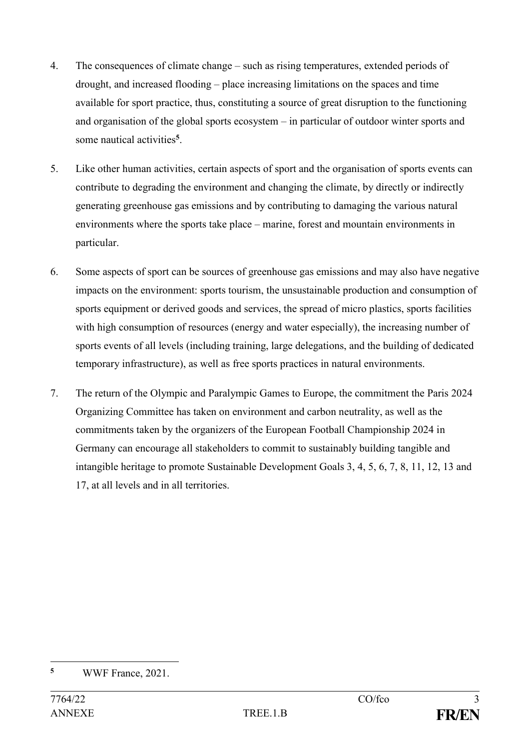4. The consequences of climate change – such as rising temperatures, extended periods of drought, and increased flooding – place increasing limitations on the spaces and time available for sport practice, thus, constituting a source of great disruption to the functioning and organisation of the global sports ecosystem – in particular of outdoor winter sports and some nautical activities[5].

5. Like other human activities, certain aspects of sport and the organisation of sports events can contribute to degrading the environment and changing the climate, by directly or indirectly generating greenhouse gas emissions and by contributing to damaging the various natural environments where the sports take place – marine, forest and mountain environments in particular.

6. Some aspects of sport can be sources of greenhouse gas emissions and may also have negative impacts on the environment: sports tourism, the unsustainable production and consumption of sports equipment or derived goods and services, the spread of micro plastics, sports facilities with high consumption of resources (energy and water especially), the increasing number of sports events of all levels (including training, large delegations, and the building of dedicated temporary infrastructure), as well as free sports practices in natural environments.

7. The return of the Olympic and Paralympic Games to Europe, the commitment the Paris 2024 Organizing Committee has taken on environment and carbon neutrality, as well as the commitments taken by the organizers of the European Football Championship 2024 in Germany can encourage all stakeholders to commit to sustainably building tangible and intangible heritage to promote Sustainable Development Goals 3, 4, 5, 6, 7, 8, 11, 12, 13 and 17, at all levels and in all territories.

---

[5] WWF France, 2021.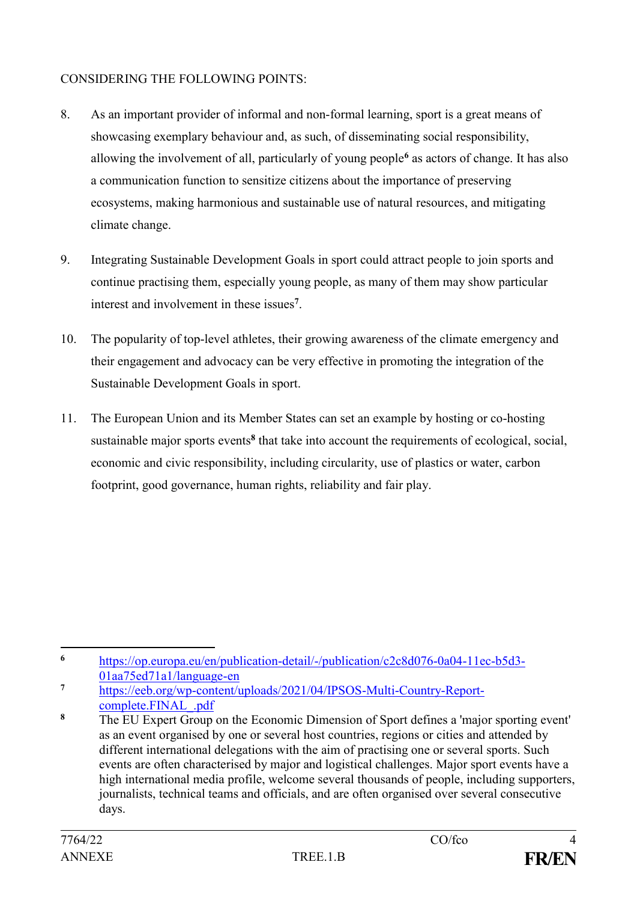CONSIDERING THE FOLLOWING POINTS:

8. As an important provider of informal and non-formal learning, sport is a great means of showcasing exemplary behaviour and, as such, of disseminating social responsibility, allowing the involvement of all, particularly of young people[6] as actors of change. It has also a communication function to sensitize citizens about the importance of preserving ecosystems, making harmonious and sustainable use of natural resources, and mitigating climate change.

9. Integrating Sustainable Development Goals in sport could attract people to join sports and continue practising them, especially young people, as many of them may show particular interest and involvement in these issues[7].

10. The popularity of top-level athletes, their growing awareness of the climate emergency and their engagement and advocacy can be very effective in promoting the integration of the Sustainable Development Goals in sport.

11. The European Union and its Member States can set an example by hosting or co-hosting sustainable major sports events[8] that take into account the requirements of ecological, social, economic and civic responsibility, including circularity, use of plastics or water, carbon footprint, good governance, human rights, reliability and fair play.

---

[6] https://op.europa.eu/en/publication-detail/-/publication/c2c8d076-0a04-11ec-b5d3-01aa75ed71a1/language-en

[7] https://eeb.org/wp-content/uploads/2021/04/IPSOS-Multi-Country-Report-complete.FINAL_.pdf

[8] The EU Expert Group on the Economic Dimension of Sport defines a 'major sporting event' as an event organised by one or several host countries, regions or cities and attended by different international delegations with the aim of practising one or several sports. Such events are often characterised by major and logistical challenges. Major sport events have a high international media profile, welcome several thousands of people, including supporters, journalists, technical teams and officials, and are often organised over several consecutive days.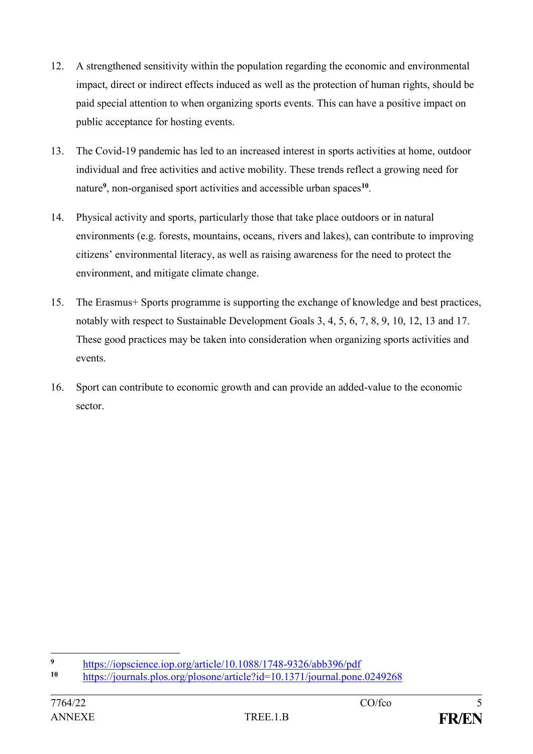12. A strengthened sensitivity within the population regarding the economic and environmental impact, direct or indirect effects induced as well as the protection of human rights, should be paid special attention to when organizing sports events. This can have a positive impact on public acceptance for hosting events.

13. The Covid-19 pandemic has led to an increased interest in sports activities at home, outdoor individual and free activities and active mobility. These trends reflect a growing need for nature[9], non-organised sport activities and accessible urban spaces[10].

14. Physical activity and sports, particularly those that take place outdoors or in natural environments (e.g. forests, mountains, oceans, rivers and lakes), can contribute to improving citizens' environmental literacy, as well as raising awareness for the need to protect the environment, and mitigate climate change.

15. The Erasmus+ Sports programme is supporting the exchange of knowledge and best practices, notably with respect to Sustainable Development Goals 3, 4, 5, 6, 7, 8, 9, 10, 12, 13 and 17. These good practices may be taken into consideration when organizing sports activities and events.

16. Sport can contribute to economic growth and can provide an added-value to the economic sector.

---

[9] https://iopscience.iop.org/article/10.1088/1748-9326/abb396/pdf

[10] https://journals.plos.org/plosone/article?id=10.1371/journal.pone.0249268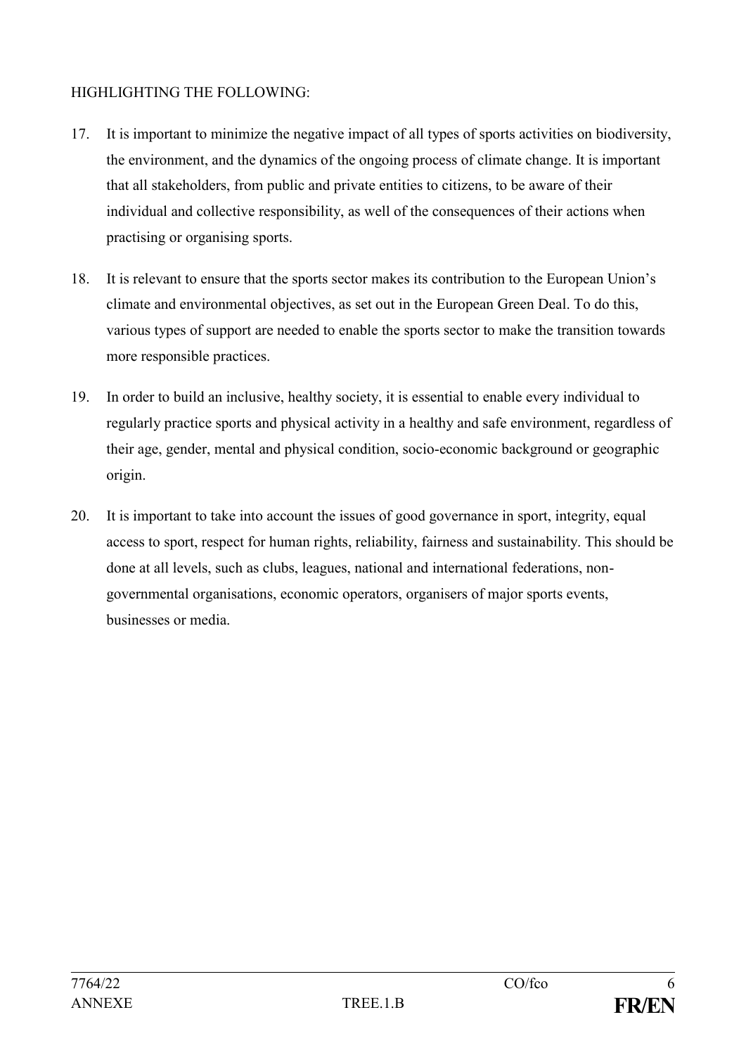HIGHLIGHTING THE FOLLOWING:

17. It is important to minimize the negative impact of all types of sports activities on biodiversity, the environment, and the dynamics of the ongoing process of climate change. It is important that all stakeholders, from public and private entities to citizens, to be aware of their individual and collective responsibility, as well of the consequences of their actions when practising or organising sports.

18. It is relevant to ensure that the sports sector makes its contribution to the European Union's climate and environmental objectives, as set out in the European Green Deal. To do this, various types of support are needed to enable the sports sector to make the transition towards more responsible practices.

19. In order to build an inclusive, healthy society, it is essential to enable every individual to regularly practice sports and physical activity in a healthy and safe environment, regardless of their age, gender, mental and physical condition, socio-economic background or geographic origin.

20. It is important to take into account the issues of good governance in sport, integrity, equal access to sport, respect for human rights, reliability, fairness and sustainability. This should be done at all levels, such as clubs, leagues, national and international federations, non-governmental organisations, economic operators, organisers of major sports events, businesses or media.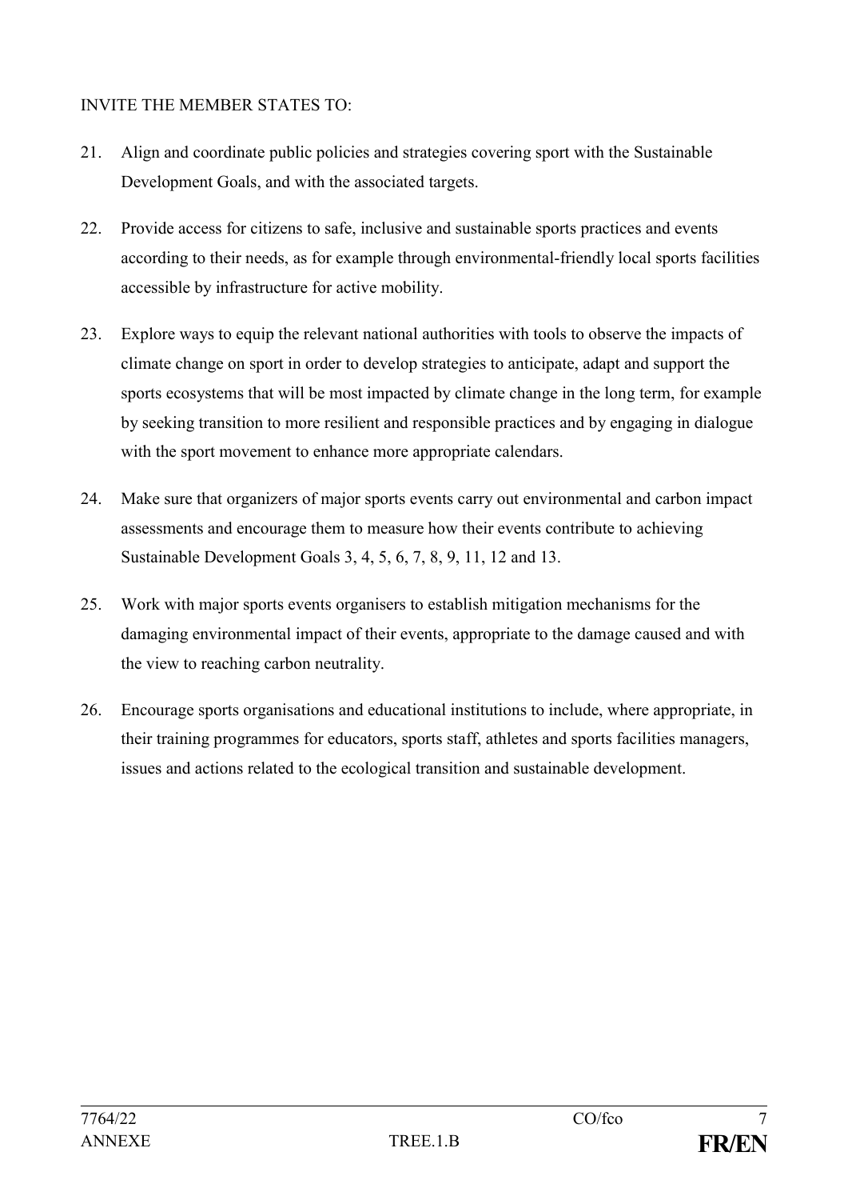INVITE THE MEMBER STATES TO:

21. Align and coordinate public policies and strategies covering sport with the Sustainable Development Goals, and with the associated targets.

22. Provide access for citizens to safe, inclusive and sustainable sports practices and events according to their needs, as for example through environmental-friendly local sports facilities accessible by infrastructure for active mobility.

23. Explore ways to equip the relevant national authorities with tools to observe the impacts of climate change on sport in order to develop strategies to anticipate, adapt and support the sports ecosystems that will be most impacted by climate change in the long term, for example by seeking transition to more resilient and responsible practices and by engaging in dialogue with the sport movement to enhance more appropriate calendars.

24. Make sure that organizers of major sports events carry out environmental and carbon impact assessments and encourage them to measure how their events contribute to achieving Sustainable Development Goals 3, 4, 5, 6, 7, 8, 9, 11, 12 and 13.

25. Work with major sports events organisers to establish mitigation mechanisms for the damaging environmental impact of their events, appropriate to the damage caused and with the view to reaching carbon neutrality.

26. Encourage sports organisations and educational institutions to include, where appropriate, in their training programmes for educators, sports staff, athletes and sports facilities managers, issues and actions related to the ecological transition and sustainable development.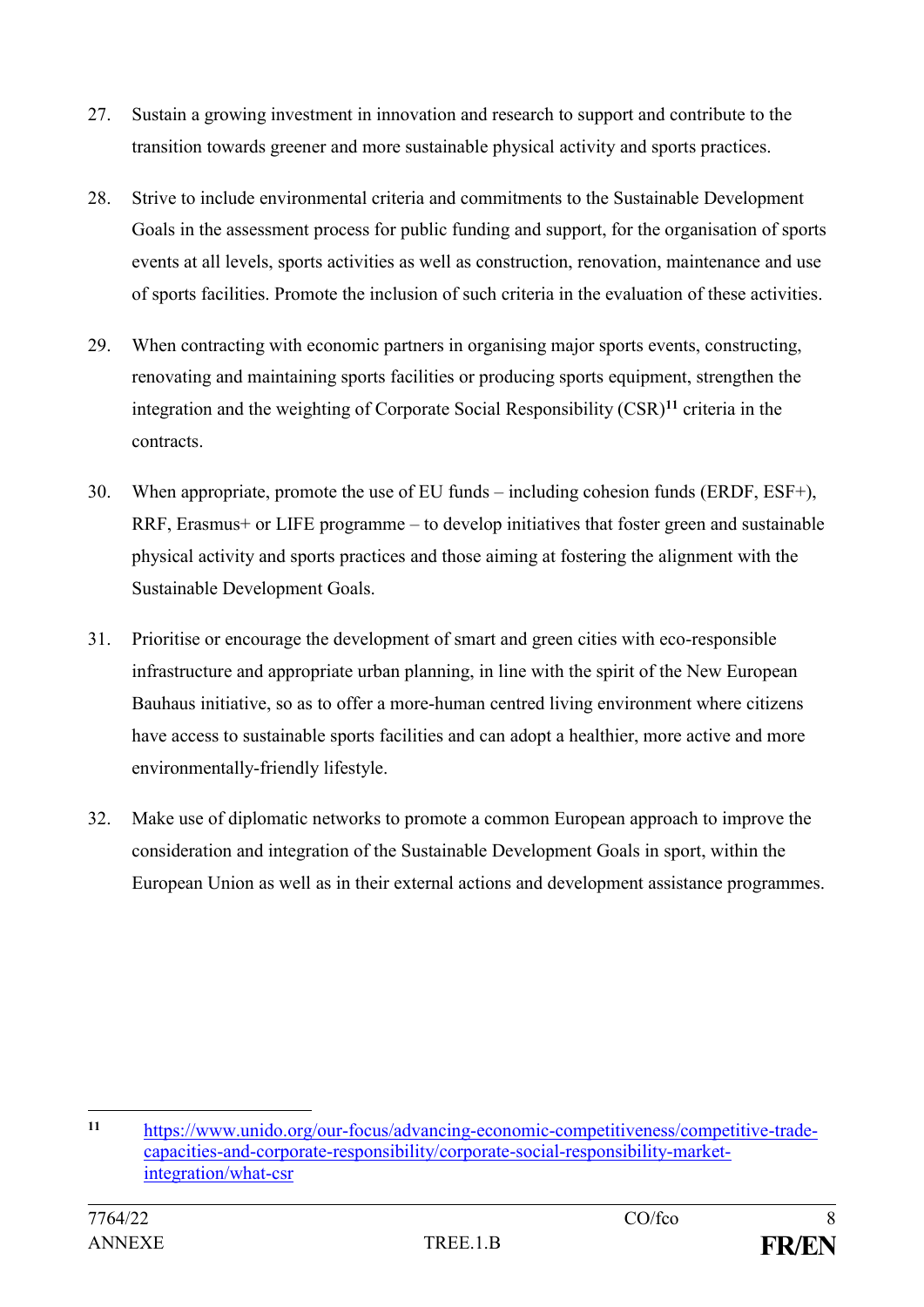27. Sustain a growing investment in innovation and research to support and contribute to the transition towards greener and more sustainable physical activity and sports practices.

28. Strive to include environmental criteria and commitments to the Sustainable Development Goals in the assessment process for public funding and support, for the organisation of sports events at all levels, sports activities as well as construction, renovation, maintenance and use of sports facilities. Promote the inclusion of such criteria in the evaluation of these activities.

29. When contracting with economic partners in organising major sports events, constructing, renovating and maintaining sports facilities or producing sports equipment, strengthen the integration and the weighting of Corporate Social Responsibility (CSR)[11] criteria in the contracts.

30. When appropriate, promote the use of EU funds – including cohesion funds (ERDF, ESF+), RRF, Erasmus+ or LIFE programme – to develop initiatives that foster green and sustainable physical activity and sports practices and those aiming at fostering the alignment with the Sustainable Development Goals.

31. Prioritise or encourage the development of smart and green cities with eco-responsible infrastructure and appropriate urban planning, in line with the spirit of the New European Bauhaus initiative, so as to offer a more-human centred living environment where citizens have access to sustainable sports facilities and can adopt a healthier, more active and more environmentally-friendly lifestyle.

32. Make use of diplomatic networks to promote a common European approach to improve the consideration and integration of the Sustainable Development Goals in sport, within the European Union as well as in their external actions and development assistance programmes.

---

[11] https://www.unido.org/our-focus/advancing-economic-competitiveness/competitive-trade-capacities-and-corporate-responsibility/corporate-social-responsibility-market-integration/what-csr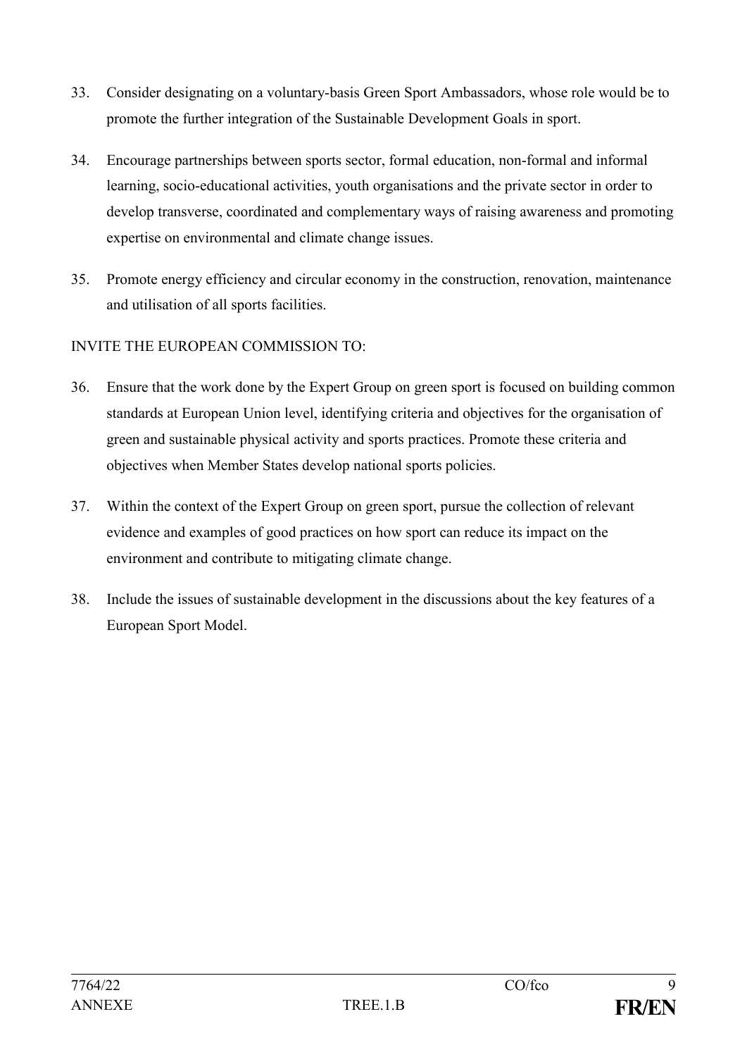33. Consider designating on a voluntary-basis Green Sport Ambassadors, whose role would be to promote the further integration of the Sustainable Development Goals in sport.

34. Encourage partnerships between sports sector, formal education, non-formal and informal learning, socio-educational activities, youth organisations and the private sector in order to develop transverse, coordinated and complementary ways of raising awareness and promoting expertise on environmental and climate change issues.

35. Promote energy efficiency and circular economy in the construction, renovation, maintenance and utilisation of all sports facilities.

INVITE THE EUROPEAN COMMISSION TO:

36. Ensure that the work done by the Expert Group on green sport is focused on building common standards at European Union level, identifying criteria and objectives for the organisation of green and sustainable physical activity and sports practices. Promote these criteria and objectives when Member States develop national sports policies.

37. Within the context of the Expert Group on green sport, pursue the collection of relevant evidence and examples of good practices on how sport can reduce its impact on the environment and contribute to mitigating climate change.

38. Include the issues of sustainable development in the discussions about the key features of a European Sport Model.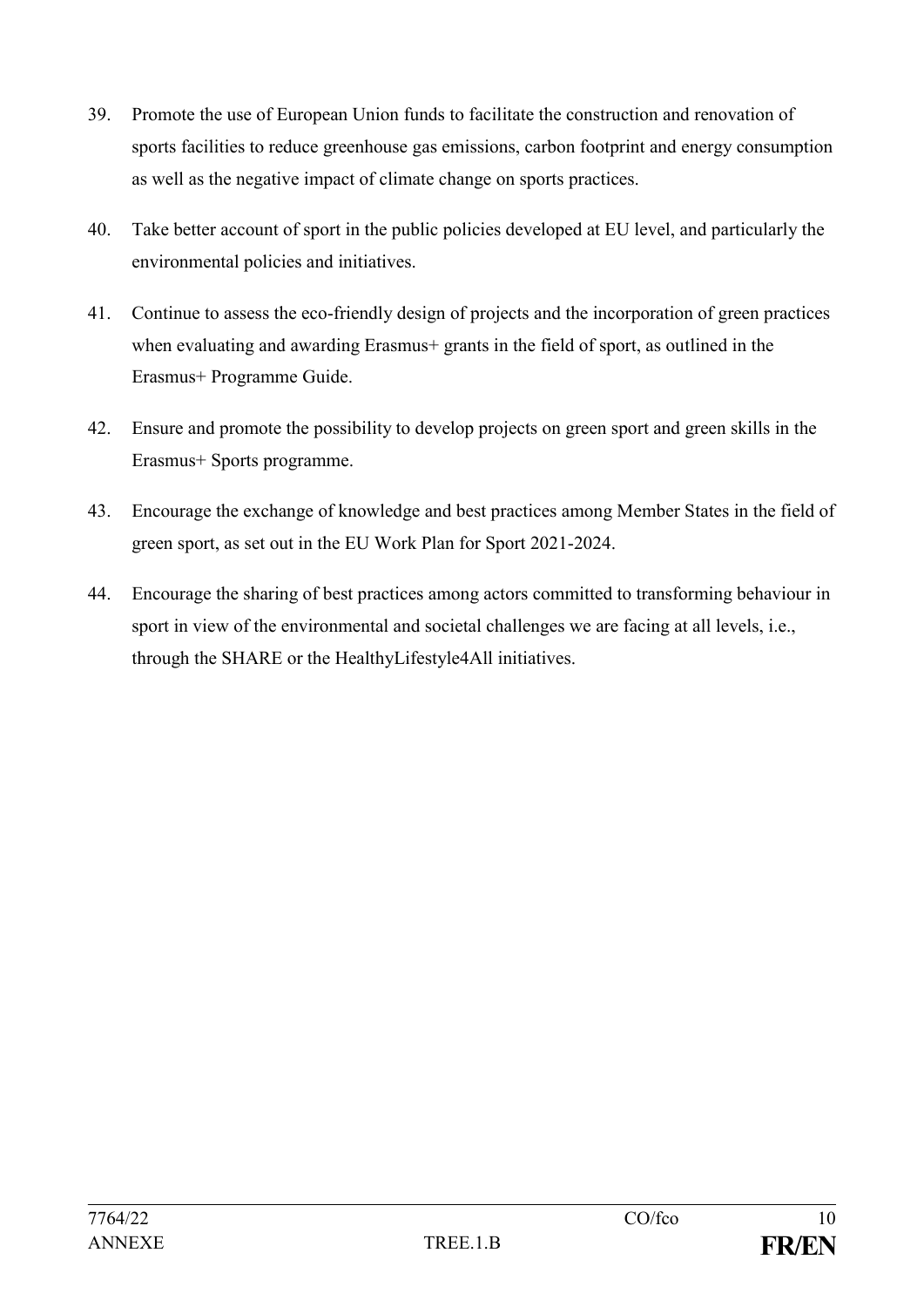39. Promote the use of European Union funds to facilitate the construction and renovation of sports facilities to reduce greenhouse gas emissions, carbon footprint and energy consumption as well as the negative impact of climate change on sports practices.

40. Take better account of sport in the public policies developed at EU level, and particularly the environmental policies and initiatives.

41. Continue to assess the eco-friendly design of projects and the incorporation of green practices when evaluating and awarding Erasmus+ grants in the field of sport, as outlined in the Erasmus+ Programme Guide.

42. Ensure and promote the possibility to develop projects on green sport and green skills in the Erasmus+ Sports programme.

43. Encourage the exchange of knowledge and best practices among Member States in the field of green sport, as set out in the EU Work Plan for Sport 2021-2024.

44. Encourage the sharing of best practices among actors committed to transforming behaviour in sport in view of the environmental and societal challenges we are facing at all levels, i.e., through the SHARE or the HealthyLifestyle4All initiatives.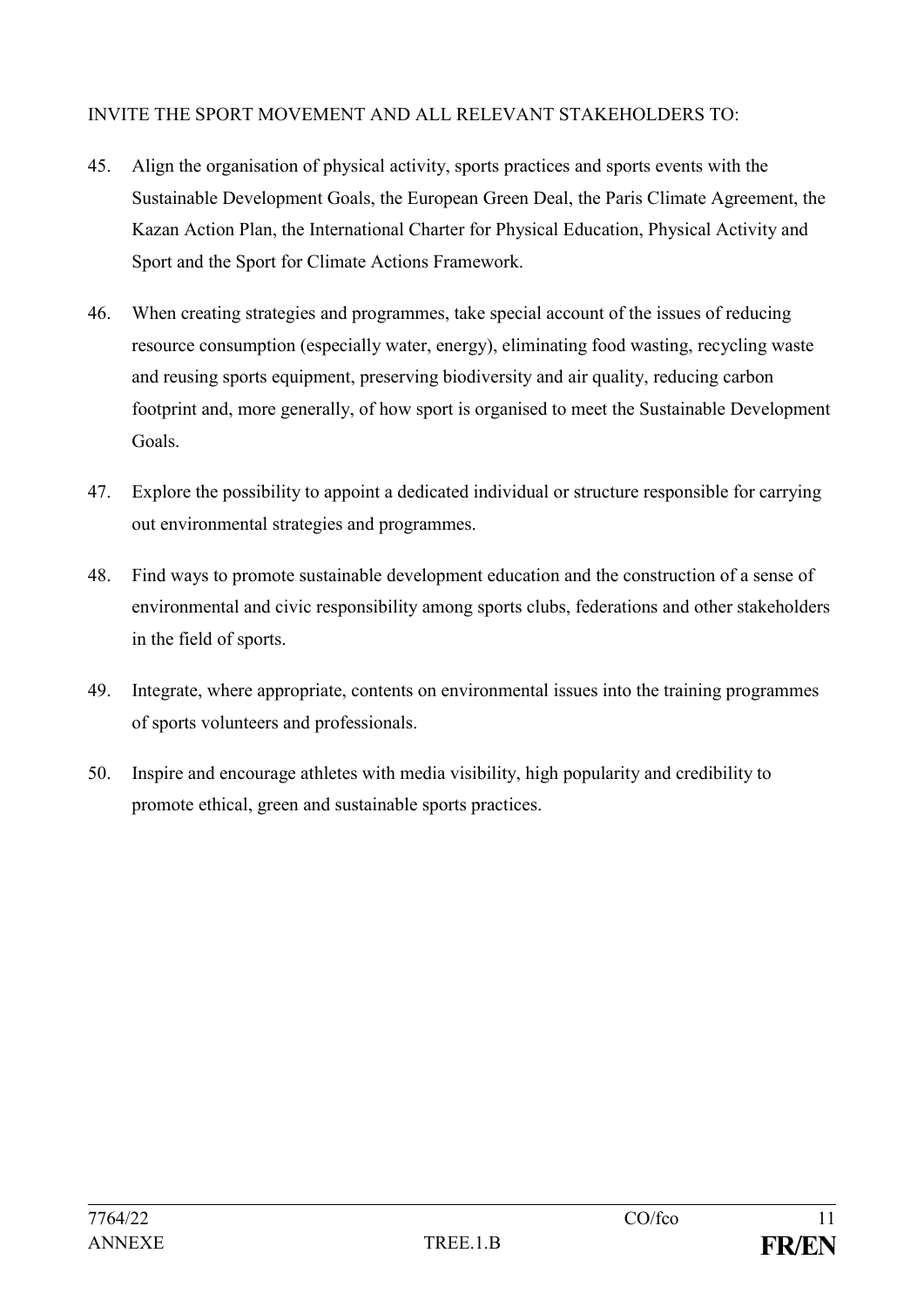INVITE THE SPORT MOVEMENT AND ALL RELEVANT STAKEHOLDERS TO:

45. Align the organisation of physical activity, sports practices and sports events with the Sustainable Development Goals, the European Green Deal, the Paris Climate Agreement, the Kazan Action Plan, the International Charter for Physical Education, Physical Activity and Sport and the Sport for Climate Actions Framework.

46. When creating strategies and programmes, take special account of the issues of reducing resource consumption (especially water, energy), eliminating food wasting, recycling waste and reusing sports equipment, preserving biodiversity and air quality, reducing carbon footprint and, more generally, of how sport is organised to meet the Sustainable Development Goals.

47. Explore the possibility to appoint a dedicated individual or structure responsible for carrying out environmental strategies and programmes.

48. Find ways to promote sustainable development education and the construction of a sense of environmental and civic responsibility among sports clubs, federations and other stakeholders in the field of sports.

49. Integrate, where appropriate, contents on environmental issues into the training programmes of sports volunteers and professionals.

50. Inspire and encourage athletes with media visibility, high popularity and credibility to promote ethical, green and sustainable sports practices.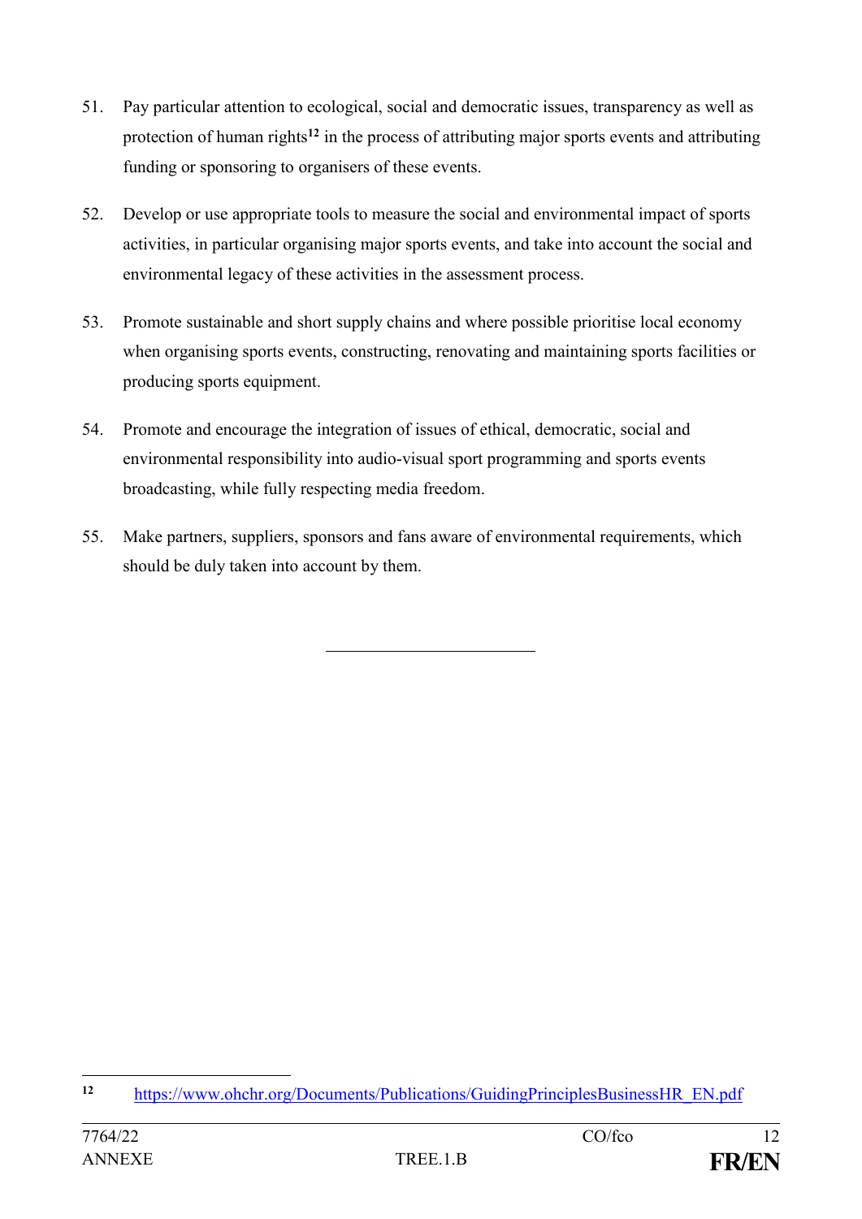51. Pay particular attention to ecological, social and democratic issues, transparency as well as protection of human rights[12] in the process of attributing major sports events and attributing funding or sponsoring to organisers of these events.

52. Develop or use appropriate tools to measure the social and environmental impact of sports activities, in particular organising major sports events, and take into account the social and environmental legacy of these activities in the assessment process.

53. Promote sustainable and short supply chains and where possible prioritise local economy when organising sports events, constructing, renovating and maintaining sports facilities or producing sports equipment.

54. Promote and encourage the integration of issues of ethical, democratic, social and environmental responsibility into audio-visual sport programming and sports events broadcasting, while fully respecting media freedom.

55. Make partners, suppliers, sponsors and fans aware of environmental requirements, which should be duly taken into account by them.

---

[12] https://www.ohchr.org/Documents/Publications/GuidingPrinciplesBusinessHR_EN.pdf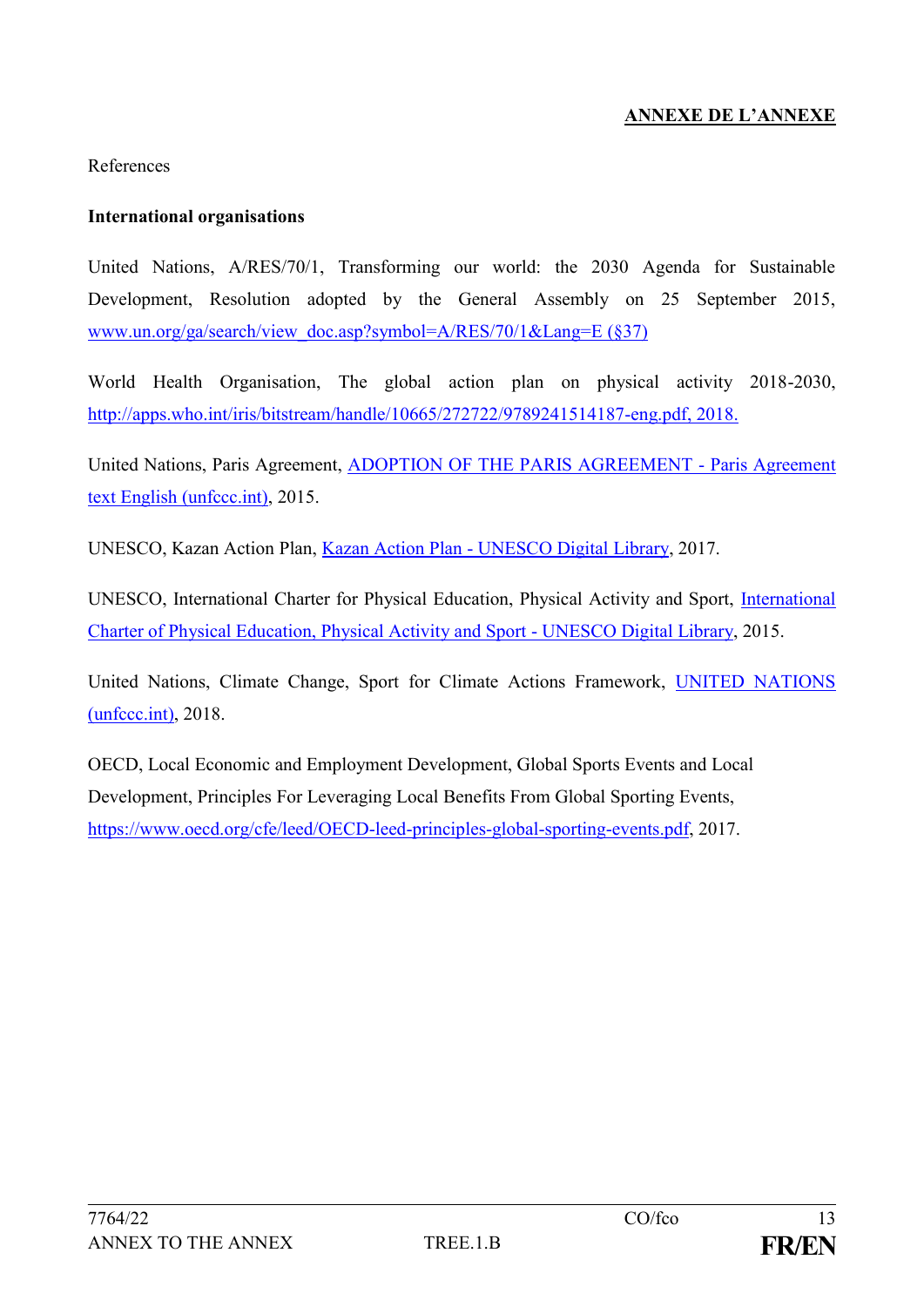**ANNEXE DE L'ANNEXE**

References

**International organisations**

United Nations, A/RES/70/1, Transforming our world: the 2030 Agenda for Sustainable Development, Resolution adopted by the General Assembly on 25 September 2015, www.un.org/ga/search/view_doc.asp?symbol=A/RES/70/1&Lang=E (§37)

World Health Organisation, The global action plan on physical activity 2018-2030, http://apps.who.int/iris/bitstream/handle/10665/272722/9789241514187-eng.pdf, 2018.

United Nations, Paris Agreement, ADOPTION OF THE PARIS AGREEMENT - Paris Agreement text English (unfccc.int), 2015.

UNESCO, Kazan Action Plan, Kazan Action Plan - UNESCO Digital Library, 2017.

UNESCO, International Charter for Physical Education, Physical Activity and Sport, International Charter of Physical Education, Physical Activity and Sport - UNESCO Digital Library, 2015.

United Nations, Climate Change, Sport for Climate Actions Framework, UNITED NATIONS (unfccc.int), 2018.

OECD, Local Economic and Employment Development, Global Sports Events and Local Development, Principles For Leveraging Local Benefits From Global Sporting Events, https://www.oecd.org/cfe/leed/OECD-leed-principles-global-sporting-events.pdf, 2017.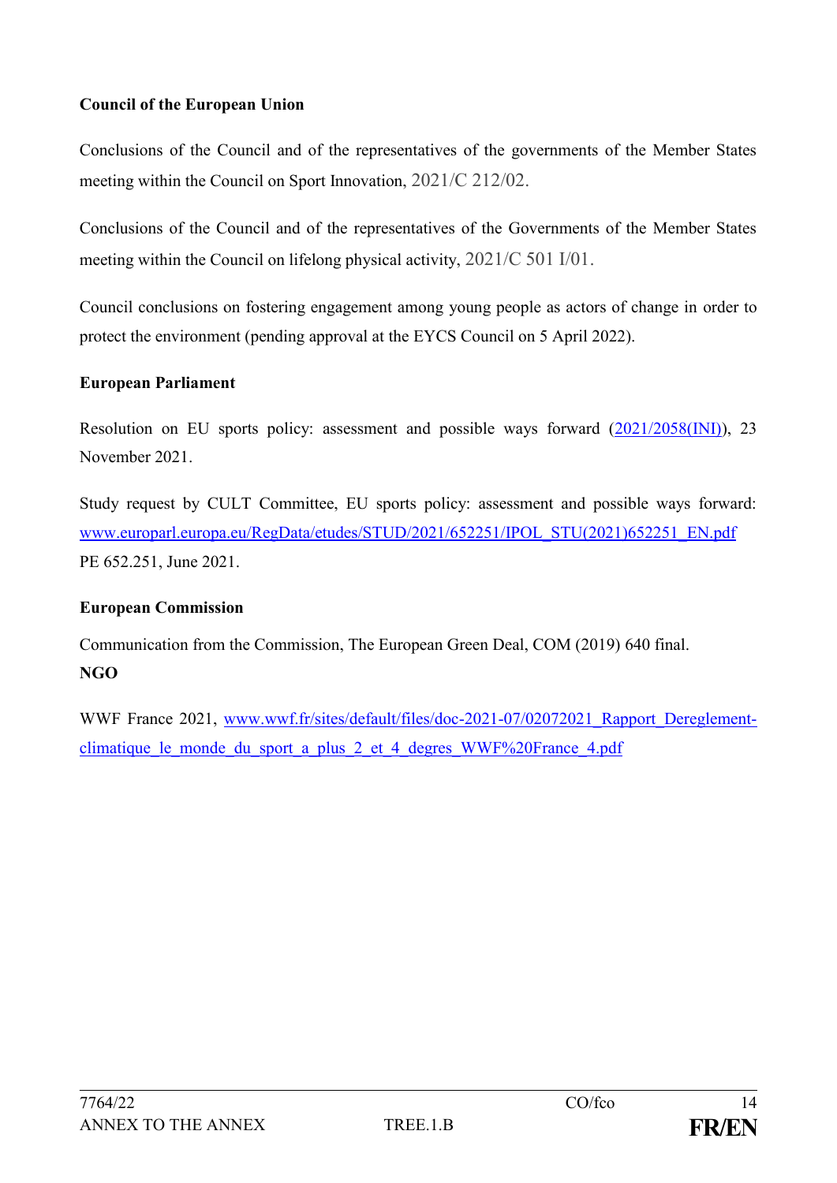**Council of the European Union**

Conclusions of the Council and of the representatives of the governments of the Member States meeting within the Council on Sport Innovation, 2021/C 212/02.

Conclusions of the Council and of the representatives of the Governments of the Member States meeting within the Council on lifelong physical activity, 2021/C 501 I/01.

Council conclusions on fostering engagement among young people as actors of change in order to protect the environment (pending approval at the EYCS Council on 5 April 2022).

**European Parliament**

Resolution on EU sports policy: assessment and possible ways forward (2021/2058(INI)), 23 November 2021.

Study request by CULT Committee, EU sports policy: assessment and possible ways forward: www.europarl.europa.eu/RegData/etudes/STUD/2021/652251/IPOL_STU(2021)652251_EN.pdf PE 652.251, June 2021.

**European Commission**

Communication from the Commission, The European Green Deal, COM (2019) 640 final.

**NGO**

WWF France 2021, www.wwf.fr/sites/default/files/doc-2021-07/02072021_Rapport_Dereglement-climatique_le_monde_du_sport_a_plus_2_et_4_degres_WWF%20France_4.pdf